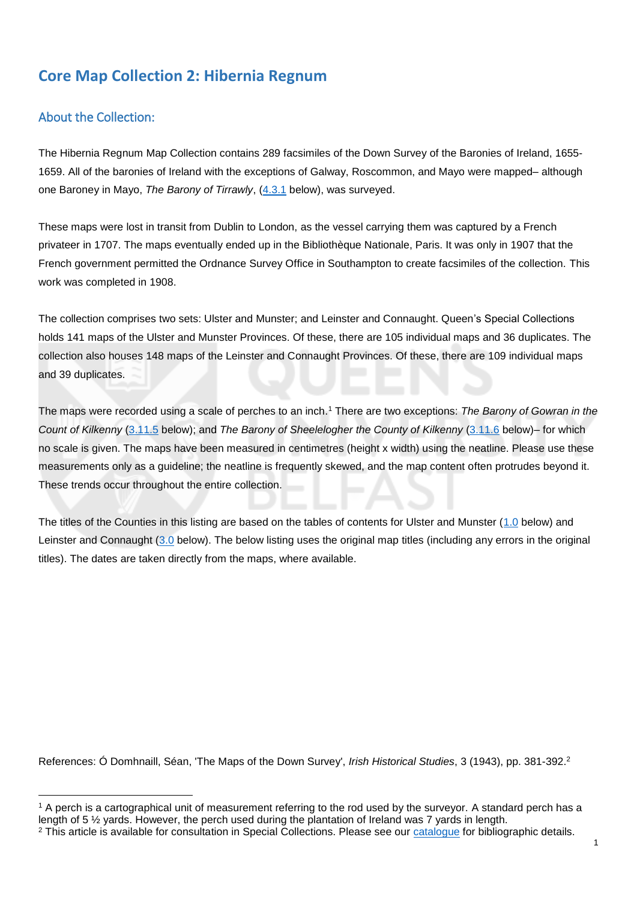# Core Map Collection 2: Hibernia Regnum

## About the Collection:

The Hibernia Regnum Map Collection contains 289 facsimiles of the Down Survey of the Baronies of Ireland, 1655-1659. All of the baronies of Ireland with the exceptions of Galway, Roscommon, and Mayo were mapped– although one Baroney in Mayo, *The Barony of Tirrawly*, (4.3.1 below), was surveyed.

These maps were lost in transit from Dublin to London, as the vessel carrying them was captured by a French privateer in 1707. The maps eventually ended up in the Bibliothèque Nationale, Paris. It was only in 1907 that the French government permitted the Ordnance Survey Office in Southampton to create facsimiles of the collection. This work was completed in 1908.

The collection comprises two sets: Ulster and Munster; and Leinster and Connaught. Queen's Special Collections holds 141 maps of the Ulster and Munster Provinces. Of these, there are 105 individual maps and 36 duplicates. The collection also houses 148 maps of the Leinster and Connaught Provinces. Of these, there are 109 individual maps and 39 duplicates.

The maps were recorded using a scale of perches to an inch.[1] There are two exceptions: *The Barony of Gowran in the Count of Kilkenny* (3.11.5 below); and *The Barony of Sheelelogher the County of Kilkenny* (3.11.6 below)– for which no scale is given. The maps have been measured in centimetres (height x width) using the neatline. Please use these measurements only as a guideline; the neatline is frequently skewed, and the map content often protrudes beyond it. These trends occur throughout the entire collection.

The titles of the Counties in this listing are based on the tables of contents for Ulster and Munster (1.0 below) and Leinster and Connaught (3.0 below). The below listing uses the original map titles (including any errors in the original titles). The dates are taken directly from the maps, where available.

References: Ó Domhnaill, Séan, 'The Maps of the Down Survey', *Irish Historical Studies*, 3 (1943), pp. 381-392.[2]

---

[1] A perch is a cartographical unit of measurement referring to the rod used by the surveyor. A standard perch has a length of 5 ½ yards. However, the perch used during the plantation of Ireland was 7 yards in length.

[2] This article is available for consultation in Special Collections. Please see our catalogue for bibliographic details.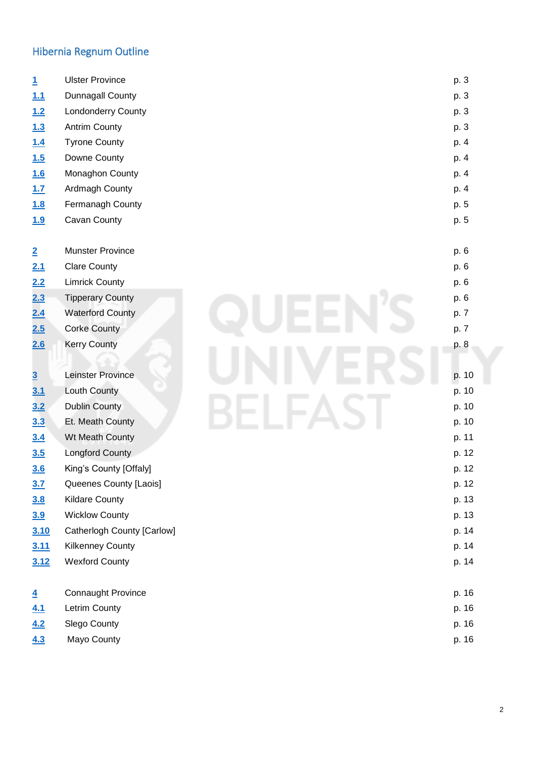## Hibernia Regnum Outline

| | | |
|---|---|---|
| 1 | Ulster Province | p. 3 |
| 1.1 | Dunnagall County | p. 3 |
| 1.2 | Londonderry County | p. 3 |
| 1.3 | Antrim County | p. 3 |
| 1.4 | Tyrone County | p. 4 |
| 1.5 | Downe County | p. 4 |
| 1.6 | Monaghon County | p. 4 |
| 1.7 | Ardmagh County | p. 4 |
| 1.8 | Fermanagh County | p. 5 |
| 1.9 | Cavan County | p. 5 |
| | | |
| 2 | Munster Province | p. 6 |
| 2.1 | Clare County | p. 6 |
| 2.2 | Limrick County | p. 6 |
| 2.3 | Tipperary County | p. 6 |
| 2.4 | Waterford County | p. 7 |
| 2.5 | Corke County | p. 7 |
| 2.6 | Kerry County | p. 8 |
| | | |
| 3 | Leinster Province | p. 10 |
| 3.1 | Louth County | p. 10 |
| 3.2 | Dublin County | p. 10 |
| 3.3 | Et. Meath County | p. 10 |
| 3.4 | Wt Meath County | p. 11 |
| 3.5 | Longford County | p. 12 |
| 3.6 | King's County [Offaly] | p. 12 |
| 3.7 | Queenes County [Laois] | p. 12 |
| 3.8 | Kildare County | p. 13 |
| 3.9 | Wicklow County | p. 13 |
| 3.10 | Catherlogh County [Carlow] | p. 14 |
| 3.11 | Kilkenney County | p. 14 |
| 3.12 | Wexford County | p. 14 |
| | | |
| 4 | Connaught Province | p. 16 |
| 4.1 | Letrim County | p. 16 |
| 4.2 | Slego County | p. 16 |
| 4.3 | Mayo County | p. 16 |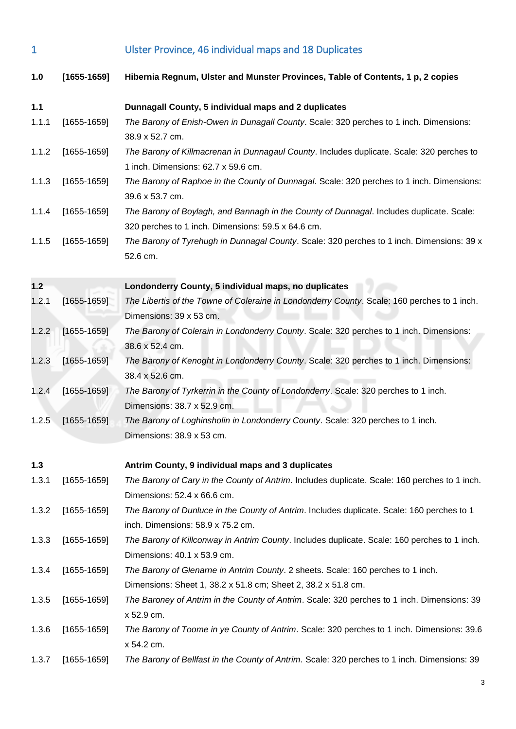## 1 Ulster Province, 46 individual maps and 18 Duplicates

**1.0 [1655-1659] Hibernia Regnum, Ulster and Munster Provinces, Table of Contents, 1 p, 2 copies**

### 1.1 Dunnagall County, 5 individual maps and 2 duplicates

1.1.1 [1655-1659] *The Barony of Enish-Owen in Dunagall County*. Scale: 320 perches to 1 inch. Dimensions: 38.9 x 52.7 cm.

1.1.2 [1655-1659] *The Barony of Killmacrenan in Dunnagaul County*. Includes duplicate. Scale: 320 perches to 1 inch. Dimensions: 62.7 x 59.6 cm.

1.1.3 [1655-1659] *The Barony of Raphoe in the County of Dunnagal*. Scale: 320 perches to 1 inch. Dimensions: 39.6 x 53.7 cm.

1.1.4 [1655-1659] *The Barony of Boylagh, and Bannagh in the County of Dunnagal*. Includes duplicate. Scale: 320 perches to 1 inch. Dimensions: 59.5 x 64.6 cm.

1.1.5 [1655-1659] *The Barony of Tyrehugh in Dunnagal County*. Scale: 320 perches to 1 inch. Dimensions: 39 x 52.6 cm.

### 1.2 Londonderry County, 5 individual maps, no duplicates

1.2.1 [1655-1659] *The Libertis of the Towne of Coleraine in Londonderry County*. Scale: 160 perches to 1 inch. Dimensions: 39 x 53 cm.

1.2.2 [1655-1659] *The Barony of Colerain in Londonderry County*. Scale: 320 perches to 1 inch. Dimensions: 38.6 x 52.4 cm.

1.2.3 [1655-1659] *The Barony of Kenoght in Londonderry County*. Scale: 320 perches to 1 inch. Dimensions: 38.4 x 52.6 cm.

1.2.4 [1655-1659] *The Barony of Tyrkerrin in the County of Londonderry*. Scale: 320 perches to 1 inch. Dimensions: 38.7 x 52.9 cm.

1.2.5 [1655-1659] *The Barony of Loghinsholin in Londonderry County*. Scale: 320 perches to 1 inch. Dimensions: 38.9 x 53 cm.

### 1.3 Antrim County, 9 individual maps and 3 duplicates

1.3.1 [1655-1659] *The Barony of Cary in the County of Antrim*. Includes duplicate. Scale: 160 perches to 1 inch. Dimensions: 52.4 x 66.6 cm.

1.3.2 [1655-1659] *The Barony of Dunluce in the County of Antrim*. Includes duplicate. Scale: 160 perches to 1 inch. Dimensions: 58.9 x 75.2 cm.

1.3.3 [1655-1659] *The Barony of Killconway in Antrim County*. Includes duplicate. Scale: 160 perches to 1 inch. Dimensions: 40.1 x 53.9 cm.

1.3.4 [1655-1659] *The Barony of Glenarne in Antrim County*. 2 sheets. Scale: 160 perches to 1 inch. Dimensions: Sheet 1, 38.2 x 51.8 cm; Sheet 2, 38.2 x 51.8 cm.

1.3.5 [1655-1659] *The Baroney of Antrim in the County of Antrim*. Scale: 320 perches to 1 inch. Dimensions: 39 x 52.9 cm.

1.3.6 [1655-1659] *The Barony of Toome in ye County of Antrim*. Scale: 320 perches to 1 inch. Dimensions: 39.6 x 54.2 cm.

1.3.7 [1655-1659] *The Barony of Bellfast in the County of Antrim*. Scale: 320 perches to 1 inch. Dimensions: 39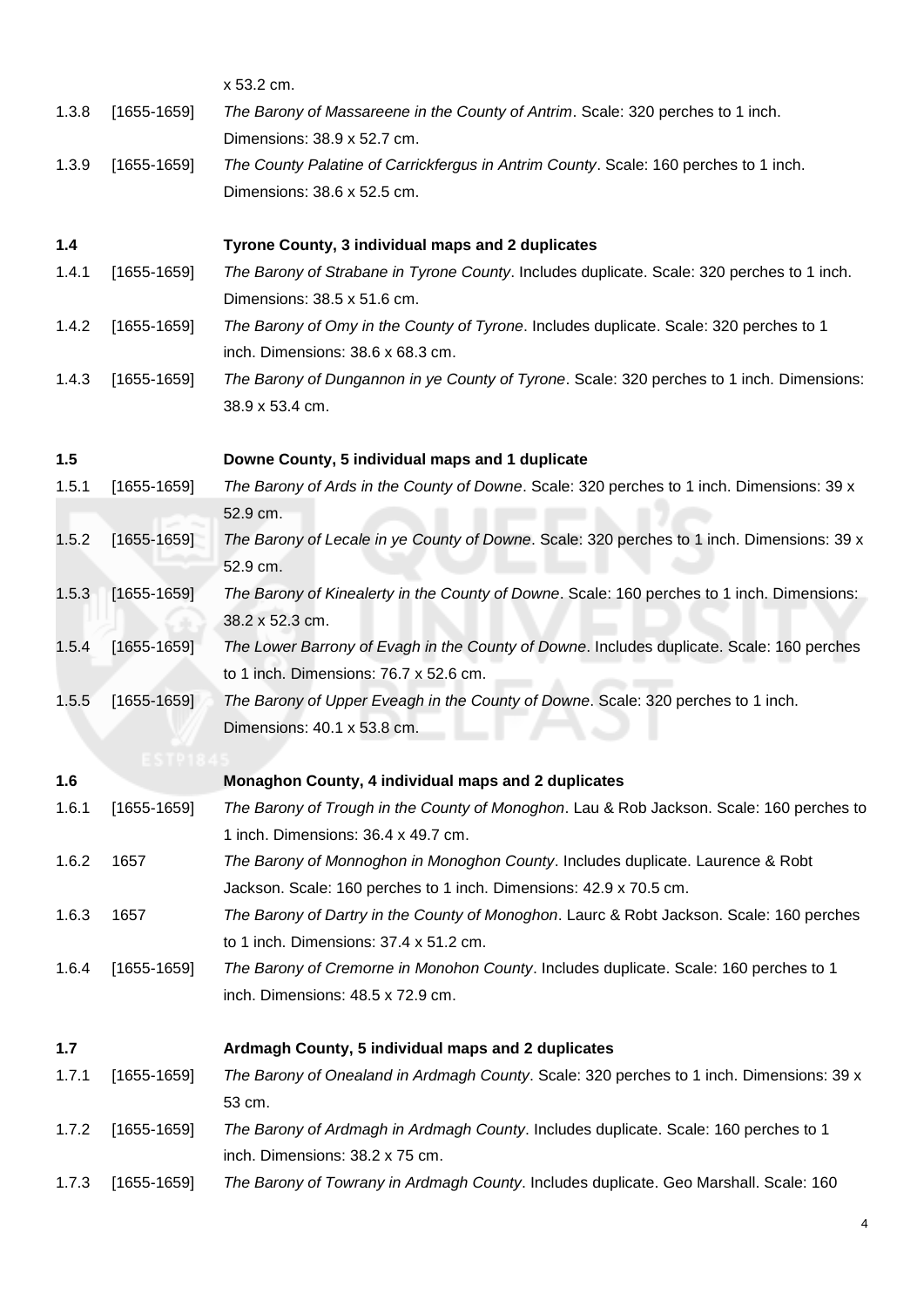x 53.2 cm.

1.3.8 [1655-1659] *The Barony of Massareene in the County of Antrim*. Scale: 320 perches to 1 inch. Dimensions: 38.9 x 52.7 cm.

1.3.9 [1655-1659] *The County Palatine of Carrickfergus in Antrim County*. Scale: 160 perches to 1 inch. Dimensions: 38.6 x 52.5 cm.

**1.4 Tyrone County, 3 individual maps and 2 duplicates**

1.4.1 [1655-1659] *The Barony of Strabane in Tyrone County*. Includes duplicate. Scale: 320 perches to 1 inch. Dimensions: 38.5 x 51.6 cm.

1.4.2 [1655-1659] *The Barony of Omy in the County of Tyrone*. Includes duplicate. Scale: 320 perches to 1 inch. Dimensions: 38.6 x 68.3 cm.

1.4.3 [1655-1659] *The Barony of Dungannon in ye County of Tyrone*. Scale: 320 perches to 1 inch. Dimensions: 38.9 x 53.4 cm.

**1.5 Downe County, 5 individual maps and 1 duplicate**

1.5.1 [1655-1659] *The Barony of Ards in the County of Downe*. Scale: 320 perches to 1 inch. Dimensions: 39 x 52.9 cm.

1.5.2 [1655-1659] *The Barony of Lecale in ye County of Downe*. Scale: 320 perches to 1 inch. Dimensions: 39 x 52.9 cm.

1.5.3 [1655-1659] *The Barony of Kinealerty in the County of Downe*. Scale: 160 perches to 1 inch. Dimensions: 38.2 x 52.3 cm.

1.5.4 [1655-1659] *The Lower Barrony of Evagh in the County of Downe*. Includes duplicate. Scale: 160 perches to 1 inch. Dimensions: 76.7 x 52.6 cm.

1.5.5 [1655-1659] *The Barony of Upper Eveagh in the County of Downe*. Scale: 320 perches to 1 inch. Dimensions: 40.1 x 53.8 cm.

**1.6 Monaghon County, 4 individual maps and 2 duplicates**

1.6.1 [1655-1659] *The Barony of Trough in the County of Monoghon*. Lau & Rob Jackson. Scale: 160 perches to 1 inch. Dimensions: 36.4 x 49.7 cm.

1.6.2 1657 *The Barony of Monnoghon in Monoghon County*. Includes duplicate. Laurence & Robt Jackson. Scale: 160 perches to 1 inch. Dimensions: 42.9 x 70.5 cm.

1.6.3 1657 *The Barony of Dartry in the County of Monoghon*. Laurc & Robt Jackson. Scale: 160 perches to 1 inch. Dimensions: 37.4 x 51.2 cm.

1.6.4 [1655-1659] *The Barony of Cremorne in Monohon County*. Includes duplicate. Scale: 160 perches to 1 inch. Dimensions: 48.5 x 72.9 cm.

**1.7 Ardmagh County, 5 individual maps and 2 duplicates**

1.7.1 [1655-1659] *The Barony of Onealand in Ardmagh County*. Scale: 320 perches to 1 inch. Dimensions: 39 x 53 cm.

1.7.2 [1655-1659] *The Barony of Ardmagh in Ardmagh County*. Includes duplicate. Scale: 160 perches to 1 inch. Dimensions: 38.2 x 75 cm.

1.7.3 [1655-1659] *The Barony of Towrany in Ardmagh County*. Includes duplicate. Geo Marshall. Scale: 160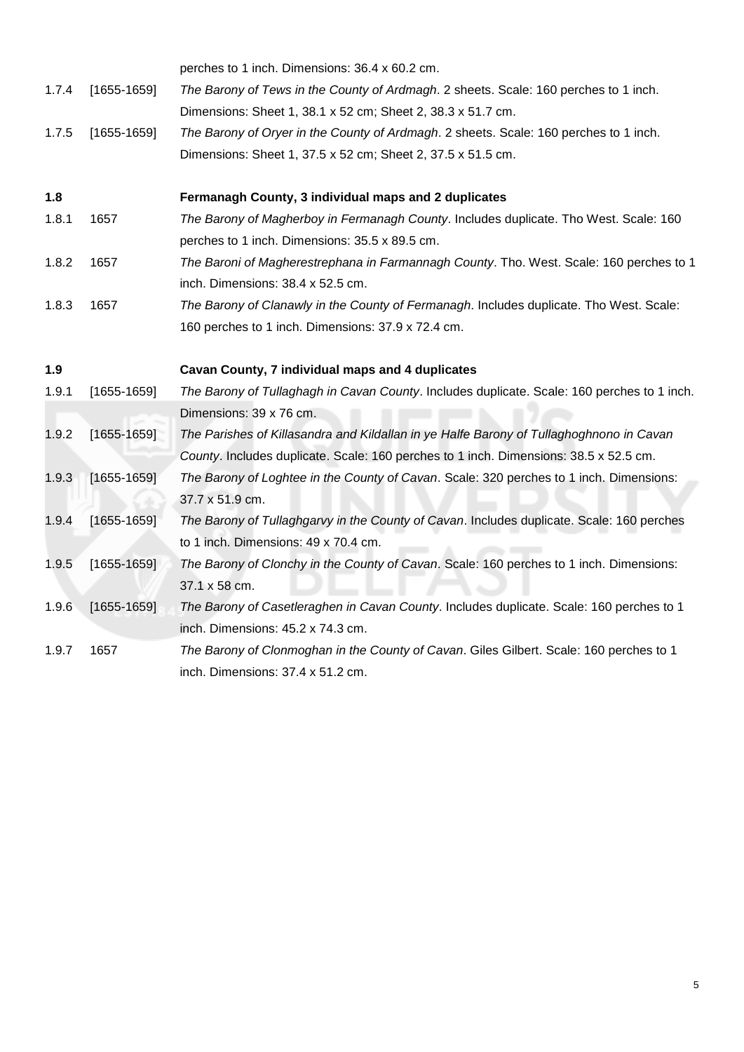perches to 1 inch. Dimensions: 36.4 x 60.2 cm.

| | | |
|---|---|---|
| 1.7.4 | [1655-1659] | *The Barony of Tews in the County of Ardmagh*. 2 sheets. Scale: 160 perches to 1 inch. Dimensions: Sheet 1, 38.1 x 52 cm; Sheet 2, 38.3 x 51.7 cm. |
| 1.7.5 | [1655-1659] | *The Barony of Oryer in the County of Ardmagh*. 2 sheets. Scale: 160 perches to 1 inch. Dimensions: Sheet 1, 37.5 x 52 cm; Sheet 2, 37.5 x 51.5 cm. |
| **1.8** | | **Fermanagh County, 3 individual maps and 2 duplicates** |
| 1.8.1 | 1657 | *The Barony of Magherboy in Fermanagh County*. Includes duplicate. Tho West. Scale: 160 perches to 1 inch. Dimensions: 35.5 x 89.5 cm. |
| 1.8.2 | 1657 | *The Baroni of Magherestrephana in Farmannagh County*. Tho. West. Scale: 160 perches to 1 inch. Dimensions: 38.4 x 52.5 cm. |
| 1.8.3 | 1657 | *The Barony of Clanawly in the County of Fermanagh*. Includes duplicate. Tho West. Scale: 160 perches to 1 inch. Dimensions: 37.9 x 72.4 cm. |
| **1.9** | | **Cavan County, 7 individual maps and 4 duplicates** |
| 1.9.1 | [1655-1659] | *The Barony of Tullaghagh in Cavan County*. Includes duplicate. Scale: 160 perches to 1 inch. Dimensions: 39 x 76 cm. |
| 1.9.2 | [1655-1659] | *The Parishes of Killasandra and Kildallan in ye Halfe Barony of Tullaghoghnono in Cavan County*. Includes duplicate. Scale: 160 perches to 1 inch. Dimensions: 38.5 x 52.5 cm. |
| 1.9.3 | [1655-1659] | *The Barony of Loghtee in the County of Cavan*. Scale: 320 perches to 1 inch. Dimensions: 37.7 x 51.9 cm. |
| 1.9.4 | [1655-1659] | *The Barony of Tullaghgarvy in the County of Cavan*. Includes duplicate. Scale: 160 perches to 1 inch. Dimensions: 49 x 70.4 cm. |
| 1.9.5 | [1655-1659] | *The Barony of Clonchy in the County of Cavan*. Scale: 160 perches to 1 inch. Dimensions: 37.1 x 58 cm. |
| 1.9.6 | [1655-1659] | *The Barony of Casetleraghen in Cavan County*. Includes duplicate. Scale: 160 perches to 1 inch. Dimensions: 45.2 x 74.3 cm. |
| 1.9.7 | 1657 | *The Barony of Clonmoghan in the County of Cavan*. Giles Gilbert. Scale: 160 perches to 1 inch. Dimensions: 37.4 x 51.2 cm. |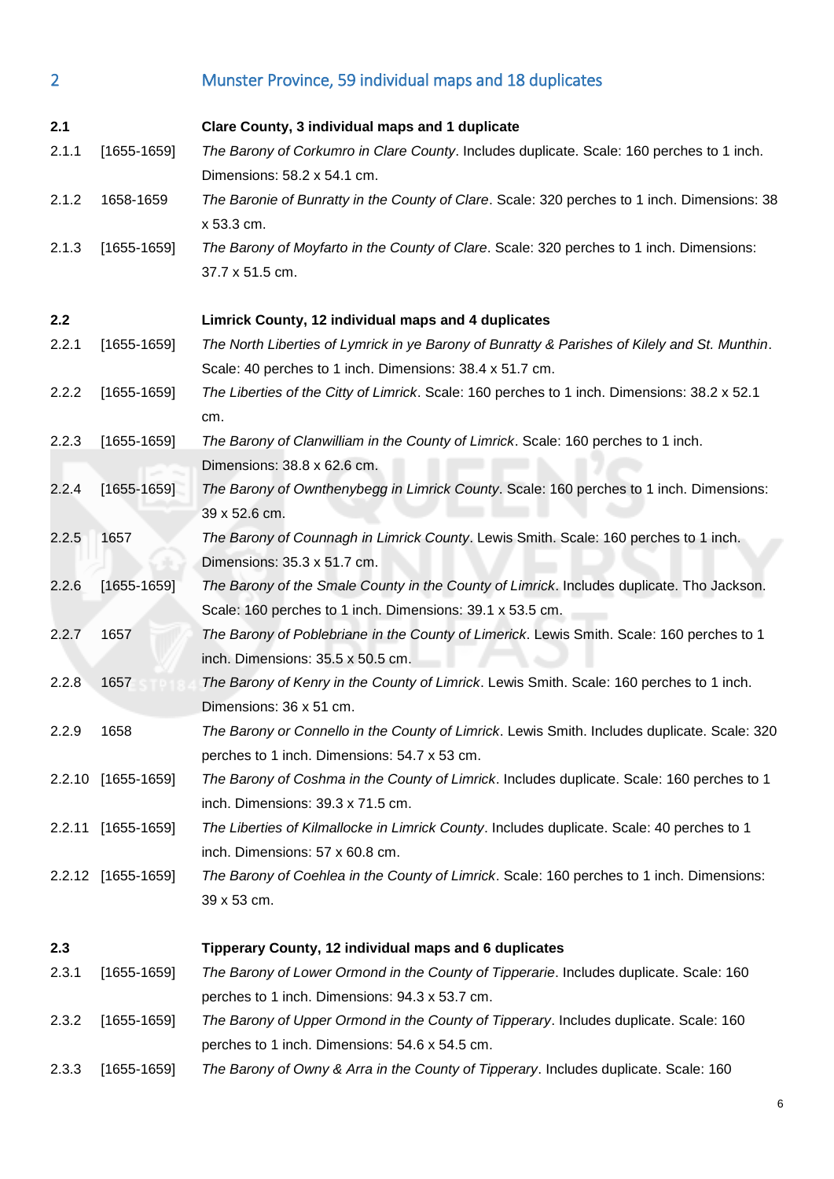## 2 Munster Province, 59 individual maps and 18 duplicates

**2.1 Clare County, 3 individual maps and 1 duplicate**

2.1.1 [1655-1659] *The Barony of Corkumro in Clare County*. Includes duplicate. Scale: 160 perches to 1 inch. Dimensions: 58.2 x 54.1 cm.

2.1.2 1658-1659 *The Baronie of Bunratty in the County of Clare*. Scale: 320 perches to 1 inch. Dimensions: 38 x 53.3 cm.

2.1.3 [1655-1659] *The Barony of Moyfarto in the County of Clare*. Scale: 320 perches to 1 inch. Dimensions: 37.7 x 51.5 cm.

**2.2 Limrick County, 12 individual maps and 4 duplicates**

2.2.1 [1655-1659] *The North Liberties of Lymrick in ye Barony of Bunratty & Parishes of Kilely and St. Munthin*. Scale: 40 perches to 1 inch. Dimensions: 38.4 x 51.7 cm.

2.2.2 [1655-1659] *The Liberties of the Citty of Limrick*. Scale: 160 perches to 1 inch. Dimensions: 38.2 x 52.1 cm.

2.2.3 [1655-1659] *The Barony of Clanwilliam in the County of Limrick*. Scale: 160 perches to 1 inch. Dimensions: 38.8 x 62.6 cm.

2.2.4 [1655-1659] *The Barony of Ownthenybegg in Limrick County*. Scale: 160 perches to 1 inch. Dimensions: 39 x 52.6 cm.

2.2.5 1657 *The Barony of Counnagh in Limrick County*. Lewis Smith. Scale: 160 perches to 1 inch. Dimensions: 35.3 x 51.7 cm.

2.2.6 [1655-1659] *The Barony of the Smale County in the County of Limrick*. Includes duplicate. Tho Jackson. Scale: 160 perches to 1 inch. Dimensions: 39.1 x 53.5 cm.

2.2.7 1657 *The Barony of Poblebriane in the County of Limerick*. Lewis Smith. Scale: 160 perches to 1 inch. Dimensions: 35.5 x 50.5 cm.

2.2.8 1657 *The Barony of Kenry in the County of Limrick*. Lewis Smith. Scale: 160 perches to 1 inch. Dimensions: 36 x 51 cm.

2.2.9 1658 *The Barony or Connello in the County of Limrick*. Lewis Smith. Includes duplicate. Scale: 320 perches to 1 inch. Dimensions: 54.7 x 53 cm.

2.2.10 [1655-1659] *The Barony of Coshma in the County of Limrick*. Includes duplicate. Scale: 160 perches to 1 inch. Dimensions: 39.3 x 71.5 cm.

2.2.11 [1655-1659] *The Liberties of Kilmallocke in Limrick County*. Includes duplicate. Scale: 40 perches to 1 inch. Dimensions: 57 x 60.8 cm.

2.2.12 [1655-1659] *The Barony of Coehlea in the County of Limrick*. Scale: 160 perches to 1 inch. Dimensions: 39 x 53 cm.

**2.3 Tipperary County, 12 individual maps and 6 duplicates**

2.3.1 [1655-1659] *The Barony of Lower Ormond in the County of Tipperarie*. Includes duplicate. Scale: 160 perches to 1 inch. Dimensions: 94.3 x 53.7 cm.

2.3.2 [1655-1659] *The Barony of Upper Ormond in the County of Tipperary*. Includes duplicate. Scale: 160 perches to 1 inch. Dimensions: 54.6 x 54.5 cm.

2.3.3 [1655-1659] *The Barony of Owny & Arra in the County of Tipperary*. Includes duplicate. Scale: 160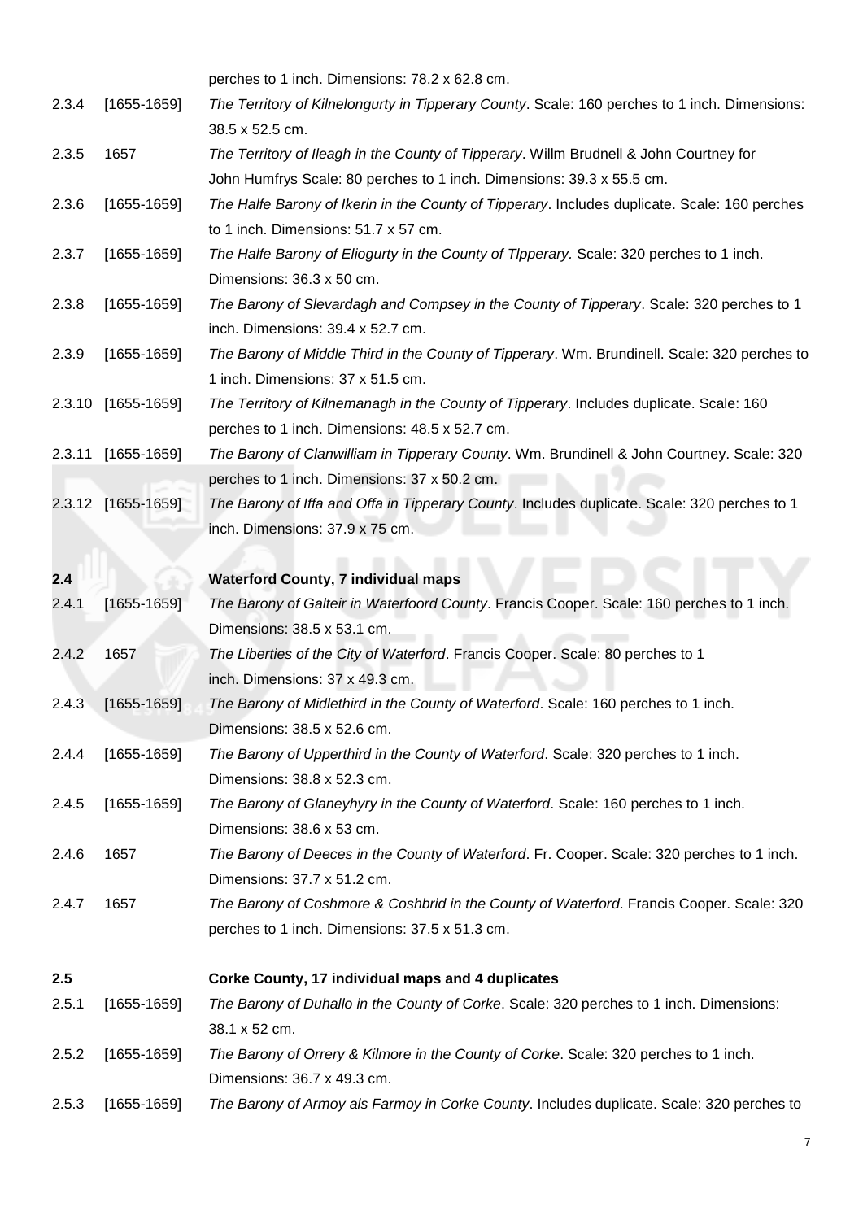perches to 1 inch. Dimensions: 78.2 x 62.8 cm.

2.3.4 [1655-1659] *The Territory of Kilnelongurty in Tipperary County*. Scale: 160 perches to 1 inch. Dimensions: 38.5 x 52.5 cm.

2.3.5 1657 *The Territory of Ileagh in the County of Tipperary*. Willm Brudnell & John Courtney for John Humfrys Scale: 80 perches to 1 inch. Dimensions: 39.3 x 55.5 cm.

2.3.6 [1655-1659] *The Halfe Barony of Ikerin in the County of Tipperary*. Includes duplicate. Scale: 160 perches to 1 inch. Dimensions: 51.7 x 57 cm.

2.3.7 [1655-1659] *The Halfe Barony of Eliogurty in the County of TIpperary.* Scale: 320 perches to 1 inch. Dimensions: 36.3 x 50 cm.

2.3.8 [1655-1659] *The Barony of Slevardagh and Compsey in the County of Tipperary*. Scale: 320 perches to 1 inch. Dimensions: 39.4 x 52.7 cm.

2.3.9 [1655-1659] *The Barony of Middle Third in the County of Tipperary*. Wm. Brundinell. Scale: 320 perches to 1 inch. Dimensions: 37 x 51.5 cm.

2.3.10 [1655-1659] *The Territory of Kilnemanagh in the County of Tipperary*. Includes duplicate. Scale: 160 perches to 1 inch. Dimensions: 48.5 x 52.7 cm.

2.3.11 [1655-1659] *The Barony of Clanwilliam in Tipperary County*. Wm. Brundinell & John Courtney. Scale: 320 perches to 1 inch. Dimensions: 37 x 50.2 cm.

2.3.12 [1655-1659] *The Barony of Iffa and Offa in Tipperary County*. Includes duplicate. Scale: 320 perches to 1 inch. Dimensions: 37.9 x 75 cm.

**2.4 Waterford County, 7 individual maps**

2.4.1 [1655-1659] *The Barony of Galteir in Waterfoord County*. Francis Cooper. Scale: 160 perches to 1 inch. Dimensions: 38.5 x 53.1 cm.

2.4.2 1657 *The Liberties of the City of Waterford*. Francis Cooper. Scale: 80 perches to 1 inch. Dimensions: 37 x 49.3 cm.

2.4.3 [1655-1659] *The Barony of Midlethird in the County of Waterford*. Scale: 160 perches to 1 inch. Dimensions: 38.5 x 52.6 cm.

2.4.4 [1655-1659] *The Barony of Upperthird in the County of Waterford*. Scale: 320 perches to 1 inch. Dimensions: 38.8 x 52.3 cm.

2.4.5 [1655-1659] *The Barony of Glaneyhyry in the County of Waterford*. Scale: 160 perches to 1 inch. Dimensions: 38.6 x 53 cm.

2.4.6 1657 *The Barony of Deeces in the County of Waterford*. Fr. Cooper. Scale: 320 perches to 1 inch. Dimensions: 37.7 x 51.2 cm.

2.4.7 1657 *The Barony of Coshmore & Coshbrid in the County of Waterford*. Francis Cooper. Scale: 320 perches to 1 inch. Dimensions: 37.5 x 51.3 cm.

**2.5 Corke County, 17 individual maps and 4 duplicates**

2.5.1 [1655-1659] *The Barony of Duhallo in the County of Corke*. Scale: 320 perches to 1 inch. Dimensions: 38.1 x 52 cm.

2.5.2 [1655-1659] *The Barony of Orrery & Kilmore in the County of Corke*. Scale: 320 perches to 1 inch. Dimensions: 36.7 x 49.3 cm.

2.5.3 [1655-1659] *The Barony of Armoy als Farmoy in Corke County*. Includes duplicate. Scale: 320 perches to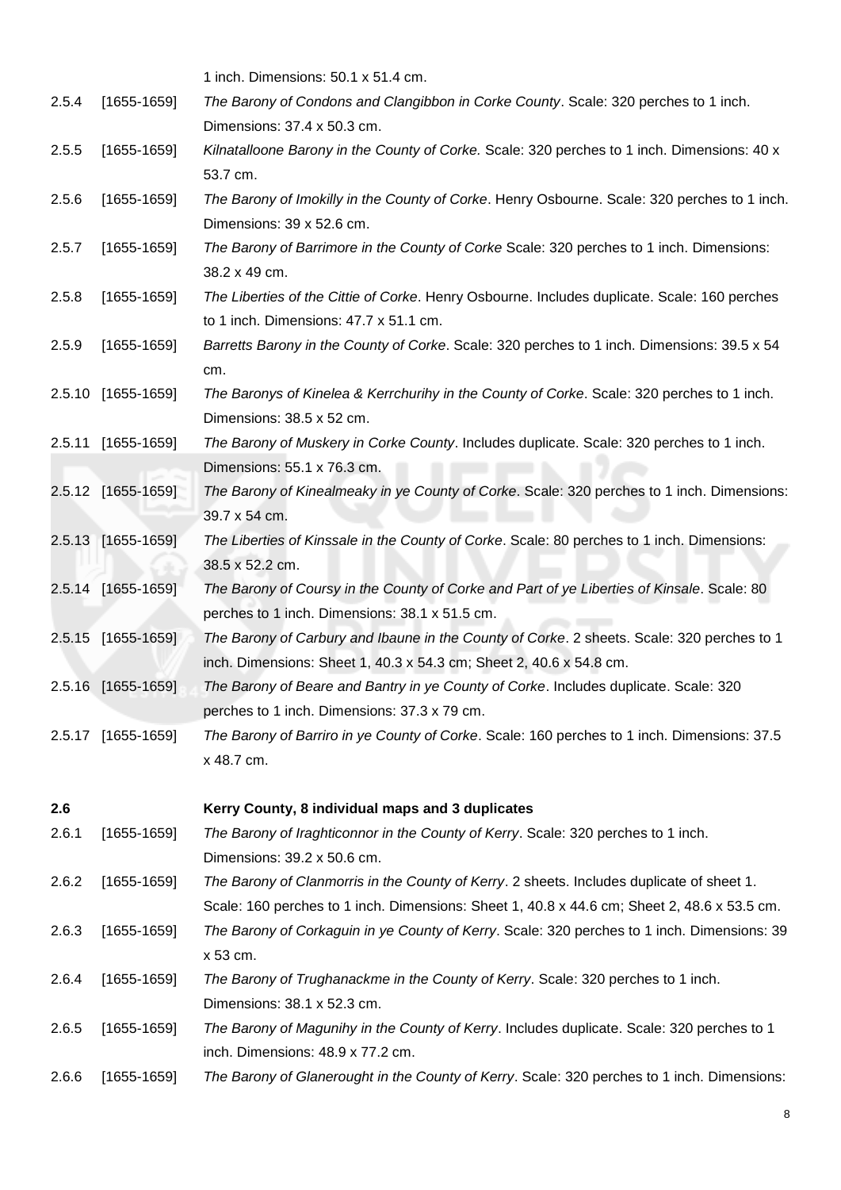1 inch. Dimensions: 50.1 x 51.4 cm.

2.5.4 [1655-1659] *The Barony of Condons and Clangibbon in Corke County*. Scale: 320 perches to 1 inch. Dimensions: 37.4 x 50.3 cm.

2.5.5 [1655-1659] *Kilnatalloone Barony in the County of Corke.* Scale: 320 perches to 1 inch. Dimensions: 40 x 53.7 cm.

2.5.6 [1655-1659] *The Barony of Imokilly in the County of Corke*. Henry Osbourne. Scale: 320 perches to 1 inch. Dimensions: 39 x 52.6 cm.

2.5.7 [1655-1659] *The Barony of Barrimore in the County of Corke* Scale: 320 perches to 1 inch. Dimensions: 38.2 x 49 cm.

2.5.8 [1655-1659] *The Liberties of the Cittie of Corke*. Henry Osbourne. Includes duplicate. Scale: 160 perches to 1 inch. Dimensions: 47.7 x 51.1 cm.

2.5.9 [1655-1659] *Barretts Barony in the County of Corke*. Scale: 320 perches to 1 inch. Dimensions: 39.5 x 54 cm.

2.5.10 [1655-1659] *The Baronys of Kinelea & Kerrchurihy in the County of Corke*. Scale: 320 perches to 1 inch. Dimensions: 38.5 x 52 cm.

2.5.11 [1655-1659] *The Barony of Muskery in Corke County*. Includes duplicate. Scale: 320 perches to 1 inch. Dimensions: 55.1 x 76.3 cm.

2.5.12 [1655-1659] *The Barony of Kinealmeaky in ye County of Corke*. Scale: 320 perches to 1 inch. Dimensions: 39.7 x 54 cm.

2.5.13 [1655-1659] *The Liberties of Kinssale in the County of Corke*. Scale: 80 perches to 1 inch. Dimensions: 38.5 x 52.2 cm.

2.5.14 [1655-1659] *The Barony of Coursy in the County of Corke and Part of ye Liberties of Kinsale*. Scale: 80 perches to 1 inch. Dimensions: 38.1 x 51.5 cm.

2.5.15 [1655-1659] *The Barony of Carbury and Ibaune in the County of Corke*. 2 sheets. Scale: 320 perches to 1 inch. Dimensions: Sheet 1, 40.3 x 54.3 cm; Sheet 2, 40.6 x 54.8 cm.

2.5.16 [1655-1659] *The Barony of Beare and Bantry in ye County of Corke*. Includes duplicate. Scale: 320 perches to 1 inch. Dimensions: 37.3 x 79 cm.

2.5.17 [1655-1659] *The Barony of Barriro in ye County of Corke*. Scale: 160 perches to 1 inch. Dimensions: 37.5 x 48.7 cm.

**2.6 Kerry County, 8 individual maps and 3 duplicates**

2.6.1 [1655-1659] *The Barony of Iraghticonnor in the County of Kerry*. Scale: 320 perches to 1 inch. Dimensions: 39.2 x 50.6 cm.

2.6.2 [1655-1659] *The Barony of Clanmorris in the County of Kerry*. 2 sheets. Includes duplicate of sheet 1. Scale: 160 perches to 1 inch. Dimensions: Sheet 1, 40.8 x 44.6 cm; Sheet 2, 48.6 x 53.5 cm.

2.6.3 [1655-1659] *The Barony of Corkaguin in ye County of Kerry*. Scale: 320 perches to 1 inch. Dimensions: 39 x 53 cm.

2.6.4 [1655-1659] *The Barony of Trughanackme in the County of Kerry*. Scale: 320 perches to 1 inch. Dimensions: 38.1 x 52.3 cm.

2.6.5 [1655-1659] *The Barony of Magunihy in the County of Kerry*. Includes duplicate. Scale: 320 perches to 1 inch. Dimensions: 48.9 x 77.2 cm.

2.6.6 [1655-1659] *The Barony of Glanerought in the County of Kerry*. Scale: 320 perches to 1 inch. Dimensions: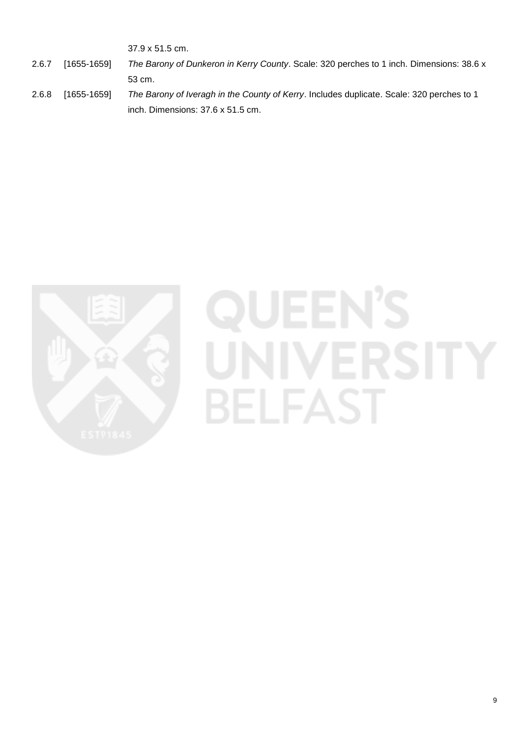37.9 x 51.5 cm.

| | | |
|---|---|---|
| 2.6.7 | [1655-1659] | *The Barony of Dunkeron in Kerry County*. Scale: 320 perches to 1 inch. Dimensions: 38.6 x 53 cm. |
| 2.6.8 | [1655-1659] | *The Barony of Iveragh in the County of Kerry*. Includes duplicate. Scale: 320 perches to 1 inch. Dimensions: 37.6 x 51.5 cm. |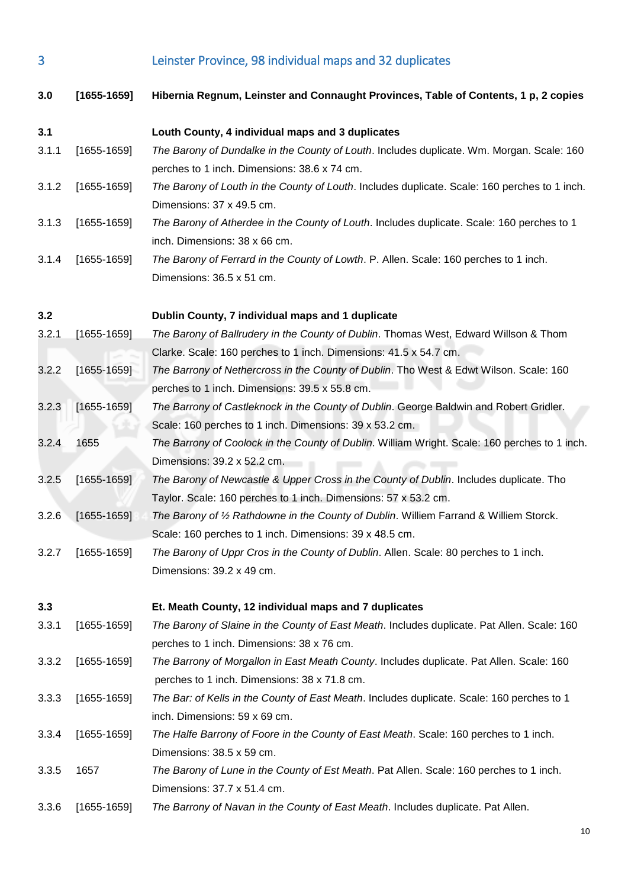## 3 Leinster Province, 98 individual maps and 32 duplicates

**3.0 [1655-1659] Hibernia Regnum, Leinster and Connaught Provinces, Table of Contents, 1 p, 2 copies**

### 3.1 Louth County, 4 individual maps and 3 duplicates

| | | |
|---|---|---|
| 3.1.1 | [1655-1659] | *The Barony of Dundalke in the County of Louth*. Includes duplicate. Wm. Morgan. Scale: 160 perches to 1 inch. Dimensions: 38.6 x 74 cm. |
| 3.1.2 | [1655-1659] | *The Barony of Louth in the County of Louth*. Includes duplicate. Scale: 160 perches to 1 inch. Dimensions: 37 x 49.5 cm. |
| 3.1.3 | [1655-1659] | *The Barony of Atherdee in the County of Louth*. Includes duplicate. Scale: 160 perches to 1 inch. Dimensions: 38 x 66 cm. |
| 3.1.4 | [1655-1659] | *The Barony of Ferrard in the County of Lowth*. P. Allen. Scale: 160 perches to 1 inch. Dimensions: 36.5 x 51 cm. |

### 3.2 Dublin County, 7 individual maps and 1 duplicate

| | | |
|---|---|---|
| 3.2.1 | [1655-1659] | *The Barony of Ballrudery in the County of Dublin*. Thomas West, Edward Willson & Thom Clarke. Scale: 160 perches to 1 inch. Dimensions: 41.5 x 54.7 cm. |
| 3.2.2 | [1655-1659] | *The Barrony of Nethercross in the County of Dublin*. Tho West & Edwt Wilson. Scale: 160 perches to 1 inch. Dimensions: 39.5 x 55.8 cm. |
| 3.2.3 | [1655-1659] | *The Barrony of Castleknock in the County of Dublin*. George Baldwin and Robert Gridler. Scale: 160 perches to 1 inch. Dimensions: 39 x 53.2 cm. |
| 3.2.4 | 1655 | *The Barrony of Coolock in the County of Dublin*. William Wright. Scale: 160 perches to 1 inch. Dimensions: 39.2 x 52.2 cm. |
| 3.2.5 | [1655-1659] | *The Barony of Newcastle & Upper Cross in the County of Dublin*. Includes duplicate. Tho Taylor. Scale: 160 perches to 1 inch. Dimensions: 57 x 53.2 cm. |
| 3.2.6 | [1655-1659] | *The Barony of ½ Rathdowne in the County of Dublin*. Williem Farrand & Williem Storck. Scale: 160 perches to 1 inch. Dimensions: 39 x 48.5 cm. |
| 3.2.7 | [1655-1659] | *The Barony of Uppr Cros in the County of Dublin*. Allen. Scale: 80 perches to 1 inch. Dimensions: 39.2 x 49 cm. |

### 3.3 Et. Meath County, 12 individual maps and 7 duplicates

| | | |
|---|---|---|
| 3.3.1 | [1655-1659] | *The Barony of Slaine in the County of East Meath*. Includes duplicate. Pat Allen. Scale: 160 perches to 1 inch. Dimensions: 38 x 76 cm. |
| 3.3.2 | [1655-1659] | *The Barrony of Morgallon in East Meath County*. Includes duplicate. Pat Allen. Scale: 160 perches to 1 inch. Dimensions: 38 x 71.8 cm. |
| 3.3.3 | [1655-1659] | *The Bar: of Kells in the County of East Meath*. Includes duplicate. Scale: 160 perches to 1 inch. Dimensions: 59 x 69 cm. |
| 3.3.4 | [1655-1659] | *The Halfe Barrony of Foore in the County of East Meath*. Scale: 160 perches to 1 inch. Dimensions: 38.5 x 59 cm. |
| 3.3.5 | 1657 | *The Barony of Lune in the County of Est Meath*. Pat Allen. Scale: 160 perches to 1 inch. Dimensions: 37.7 x 51.4 cm. |
| 3.3.6 | [1655-1659] | *The Barrony of Navan in the County of East Meath*. Includes duplicate. Pat Allen. |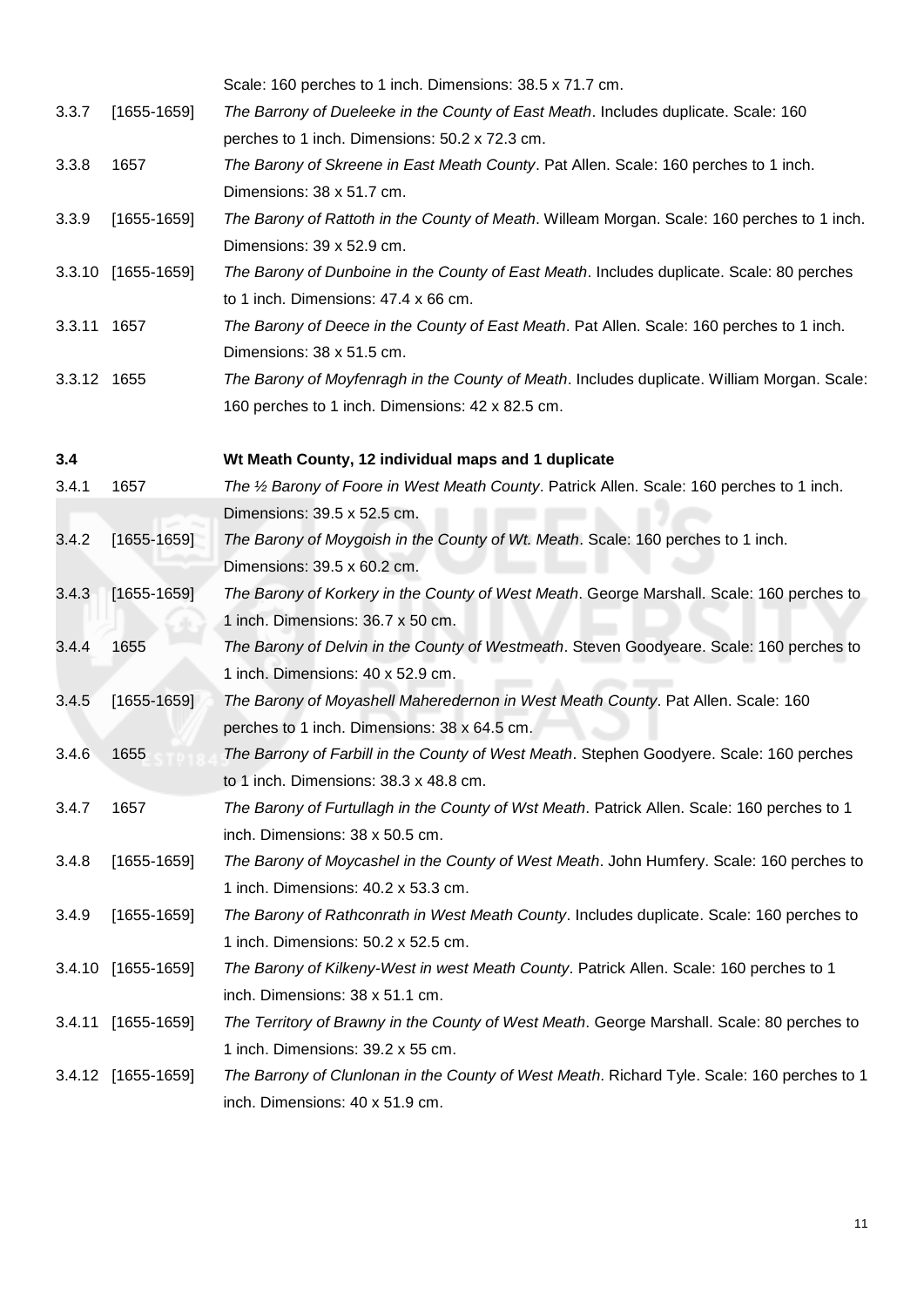Scale: 160 perches to 1 inch. Dimensions: 38.5 x 71.7 cm.

3.3.7 [1655-1659] *The Barrony of Dueleeke in the County of East Meath*. Includes duplicate. Scale: 160 perches to 1 inch. Dimensions: 50.2 x 72.3 cm.

3.3.8 1657 *The Barony of Skreene in East Meath County*. Pat Allen. Scale: 160 perches to 1 inch. Dimensions: 38 x 51.7 cm.

3.3.9 [1655-1659] *The Barony of Rattoth in the County of Meath*. Willeam Morgan. Scale: 160 perches to 1 inch. Dimensions: 39 x 52.9 cm.

3.3.10 [1655-1659] *The Barony of Dunboine in the County of East Meath*. Includes duplicate. Scale: 80 perches to 1 inch. Dimensions: 47.4 x 66 cm.

3.3.11 1657 *The Barony of Deece in the County of East Meath*. Pat Allen. Scale: 160 perches to 1 inch. Dimensions: 38 x 51.5 cm.

3.3.12 1655 *The Barony of Moyfenragh in the County of Meath*. Includes duplicate. William Morgan. Scale: 160 perches to 1 inch. Dimensions: 42 x 82.5 cm.

**3.4 Wt Meath County, 12 individual maps and 1 duplicate**

3.4.1 1657 *The ½ Barony of Foore in West Meath County*. Patrick Allen. Scale: 160 perches to 1 inch. Dimensions: 39.5 x 52.5 cm.

3.4.2 [1655-1659] *The Barony of Moygoish in the County of Wt. Meath*. Scale: 160 perches to 1 inch. Dimensions: 39.5 x 60.2 cm.

3.4.3 [1655-1659] *The Barony of Korkery in the County of West Meath*. George Marshall. Scale: 160 perches to 1 inch. Dimensions: 36.7 x 50 cm.

3.4.4 1655 *The Barony of Delvin in the County of Westmeath*. Steven Goodyeare. Scale: 160 perches to 1 inch. Dimensions: 40 x 52.9 cm.

3.4.5 [1655-1659] *The Barony of Moyashell Maheredernon in West Meath County*. Pat Allen. Scale: 160 perches to 1 inch. Dimensions: 38 x 64.5 cm.

3.4.6 1655 *The Barrony of Farbill in the County of West Meath*. Stephen Goodyere. Scale: 160 perches to 1 inch. Dimensions: 38.3 x 48.8 cm.

3.4.7 1657 *The Barony of Furtullagh in the County of Wst Meath*. Patrick Allen. Scale: 160 perches to 1 inch. Dimensions: 38 x 50.5 cm.

3.4.8 [1655-1659] *The Barony of Moycashel in the County of West Meath*. John Humfery. Scale: 160 perches to 1 inch. Dimensions: 40.2 x 53.3 cm.

3.4.9 [1655-1659] *The Barony of Rathconrath in West Meath County*. Includes duplicate. Scale: 160 perches to 1 inch. Dimensions: 50.2 x 52.5 cm.

3.4.10 [1655-1659] *The Barony of Kilkeny-West in west Meath County*. Patrick Allen. Scale: 160 perches to 1 inch. Dimensions: 38 x 51.1 cm.

3.4.11 [1655-1659] *The Territory of Brawny in the County of West Meath*. George Marshall. Scale: 80 perches to 1 inch. Dimensions: 39.2 x 55 cm.

3.4.12 [1655-1659] *The Barrony of Clunlonan in the County of West Meath*. Richard Tyle. Scale: 160 perches to 1 inch. Dimensions: 40 x 51.9 cm.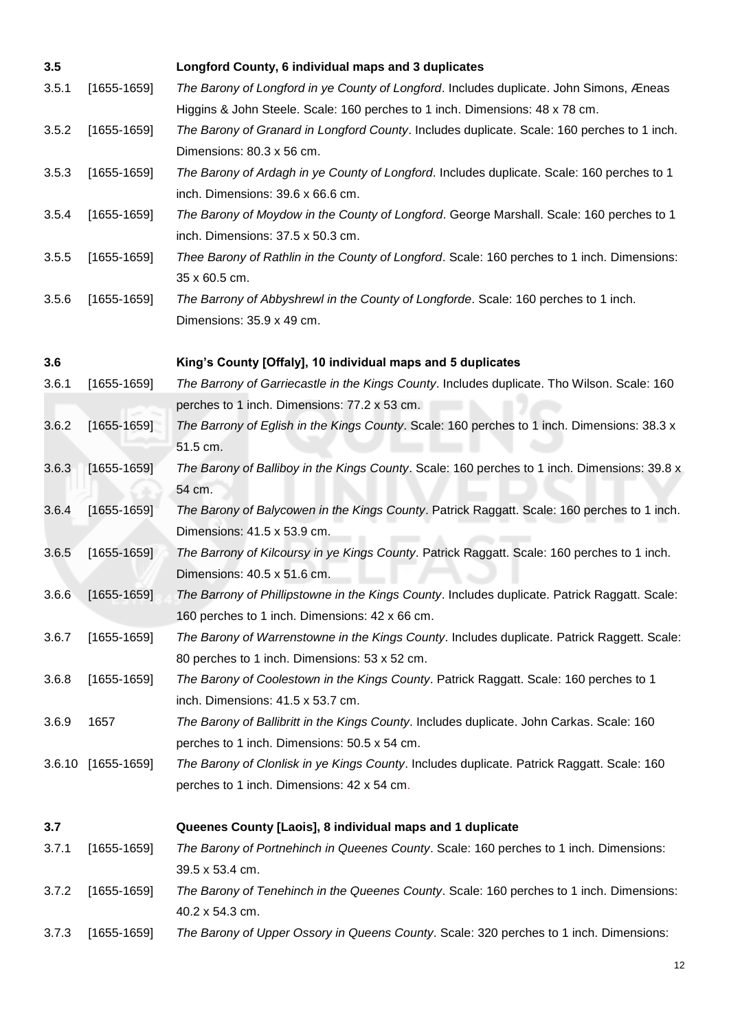**3.5 Longford County, 6 individual maps and 3 duplicates**

3.5.1 [1655-1659] *The Barony of Longford in ye County of Longford*. Includes duplicate. John Simons, Æneas Higgins & John Steele. Scale: 160 perches to 1 inch. Dimensions: 48 x 78 cm.

3.5.2 [1655-1659] *The Barony of Granard in Longford County*. Includes duplicate. Scale: 160 perches to 1 inch. Dimensions: 80.3 x 56 cm.

3.5.3 [1655-1659] *The Barony of Ardagh in ye County of Longford*. Includes duplicate. Scale: 160 perches to 1 inch. Dimensions: 39.6 x 66.6 cm.

3.5.4 [1655-1659] *The Barony of Moydow in the County of Longford*. George Marshall. Scale: 160 perches to 1 inch. Dimensions: 37.5 x 50.3 cm.

3.5.5 [1655-1659] *Thee Barony of Rathlin in the County of Longford*. Scale: 160 perches to 1 inch. Dimensions: 35 x 60.5 cm.

3.5.6 [1655-1659] *The Barrony of Abbyshrewl in the County of Longforde*. Scale: 160 perches to 1 inch. Dimensions: 35.9 x 49 cm.

**3.6 King's County [Offaly], 10 individual maps and 5 duplicates**

3.6.1 [1655-1659] *The Barrony of Garriecastle in the Kings County*. Includes duplicate. Tho Wilson. Scale: 160 perches to 1 inch. Dimensions: 77.2 x 53 cm.

3.6.2 [1655-1659] *The Barony of Eglish in the Kings County*. Scale: 160 perches to 1 inch. Dimensions: 38.3 x 51.5 cm.

3.6.3 [1655-1659] *The Barony of Balliboy in the Kings County*. Scale: 160 perches to 1 inch. Dimensions: 39.8 x 54 cm.

3.6.4 [1655-1659] *The Barony of Balycowen in the Kings County*. Patrick Raggatt. Scale: 160 perches to 1 inch. Dimensions: 41.5 x 53.9 cm.

3.6.5 [1655-1659] *The Barrony of Kilcoursy in ye Kings County*. Patrick Raggatt. Scale: 160 perches to 1 inch. Dimensions: 40.5 x 51.6 cm.

3.6.6 [1655-1659] *The Barrony of Phillipstowne in the Kings County*. Includes duplicate. Patrick Raggatt. Scale: 160 perches to 1 inch. Dimensions: 42 x 66 cm.

3.6.7 [1655-1659] *The Barony of Warrenstowne in the Kings County*. Includes duplicate. Patrick Raggett. Scale: 80 perches to 1 inch. Dimensions: 53 x 52 cm.

3.6.8 [1655-1659] *The Barony of Coolestown in the Kings County*. Patrick Raggatt. Scale: 160 perches to 1 inch. Dimensions: 41.5 x 53.7 cm.

3.6.9 1657 *The Barony of Ballibritt in the Kings County*. Includes duplicate. John Carkas. Scale: 160 perches to 1 inch. Dimensions: 50.5 x 54 cm.

3.6.10 [1655-1659] *The Barony of Clonlisk in ye Kings County*. Includes duplicate. Patrick Raggatt. Scale: 160 perches to 1 inch. Dimensions: 42 x 54 cm.

**3.7 Queenes County [Laois], 8 individual maps and 1 duplicate**

3.7.1 [1655-1659] *The Barony of Portnehinch in Queenes County*. Scale: 160 perches to 1 inch. Dimensions: 39.5 x 53.4 cm.

3.7.2 [1655-1659] *The Barony of Tenehinch in the Queenes County*. Scale: 160 perches to 1 inch. Dimensions: 40.2 x 54.3 cm.

3.7.3 [1655-1659] *The Barony of Upper Ossory in Queens County*. Scale: 320 perches to 1 inch. Dimensions: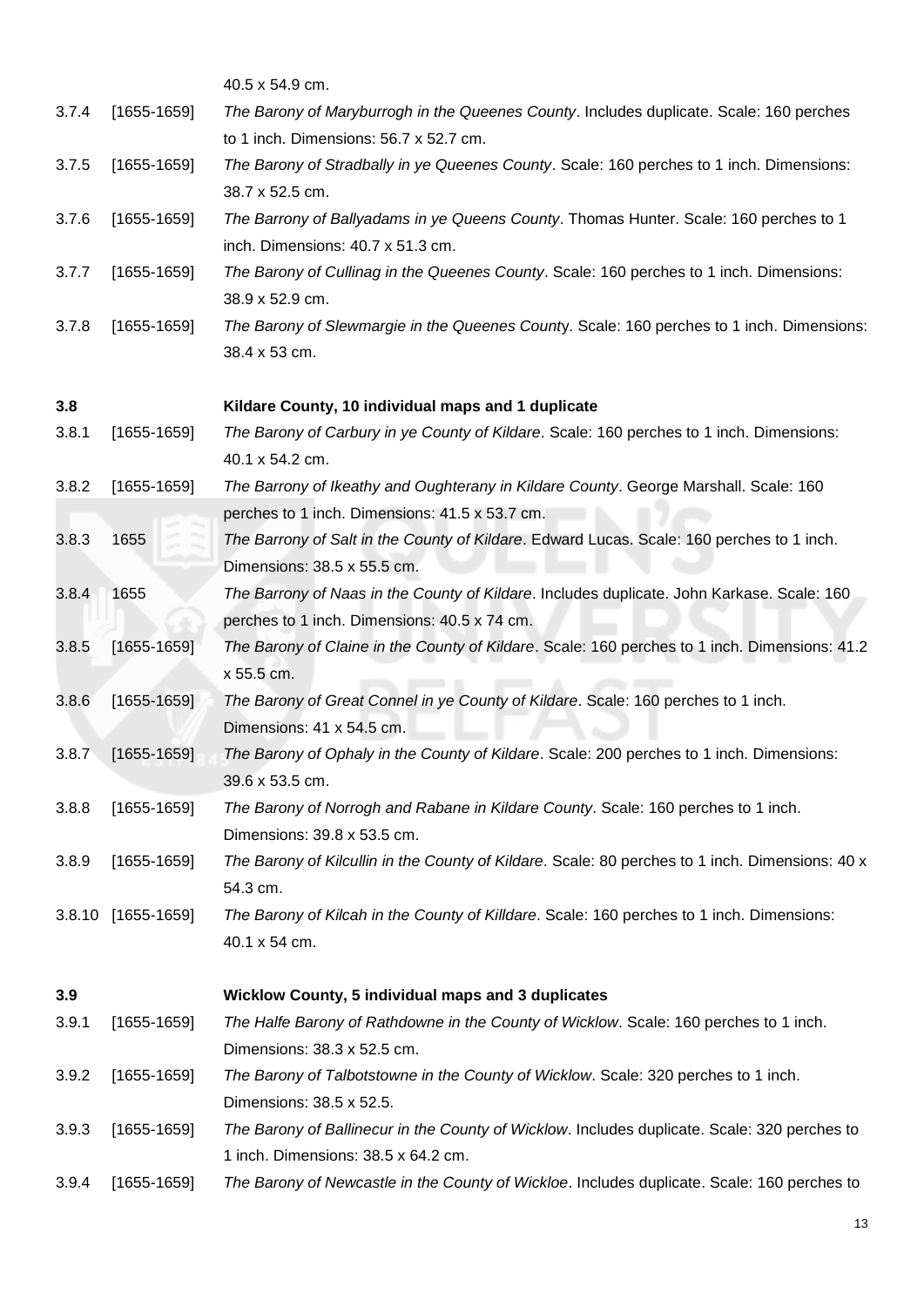40.5 x 54.9 cm.

3.7.4 [1655-1659] *The Barony of Maryburrogh in the Queenes County*. Includes duplicate. Scale: 160 perches to 1 inch. Dimensions: 56.7 x 52.7 cm.

3.7.5 [1655-1659] *The Barony of Stradbally in ye Queenes County*. Scale: 160 perches to 1 inch. Dimensions: 38.7 x 52.5 cm.

3.7.6 [1655-1659] *The Barrony of Ballyadams in ye Queens County*. Thomas Hunter. Scale: 160 perches to 1 inch. Dimensions: 40.7 x 51.3 cm.

3.7.7 [1655-1659] *The Barony of Cullinag in the Queenes County*. Scale: 160 perches to 1 inch. Dimensions: 38.9 x 52.9 cm.

3.7.8 [1655-1659] *The Barony of Slewmargie in the Queenes Count*y. Scale: 160 perches to 1 inch. Dimensions: 38.4 x 53 cm.

**3.8 Kildare County, 10 individual maps and 1 duplicate**

3.8.1 [1655-1659] *The Barony of Carbury in ye County of Kildare*. Scale: 160 perches to 1 inch. Dimensions: 40.1 x 54.2 cm.

3.8.2 [1655-1659] *The Barrony of Ikeathy and Oughterany in Kildare County*. George Marshall. Scale: 160 perches to 1 inch. Dimensions: 41.5 x 53.7 cm.

3.8.3 1655 *The Barrony of Salt in the County of Kildare*. Edward Lucas. Scale: 160 perches to 1 inch. Dimensions: 38.5 x 55.5 cm.

3.8.4 1655 *The Barrony of Naas in the County of Kildare*. Includes duplicate. John Karkase. Scale: 160 perches to 1 inch. Dimensions: 40.5 x 74 cm.

3.8.5 [1655-1659] *The Barony of Claine in the County of Kildare*. Scale: 160 perches to 1 inch. Dimensions: 41.2 x 55.5 cm.

3.8.6 [1655-1659] *The Barony of Great Connel in ye County of Kildare*. Scale: 160 perches to 1 inch. Dimensions: 41 x 54.5 cm.

3.8.7 [1655-1659] *The Barony of Ophaly in the County of Kildare*. Scale: 200 perches to 1 inch. Dimensions: 39.6 x 53.5 cm.

3.8.8 [1655-1659] *The Barony of Norrogh and Rabane in Kildare County*. Scale: 160 perches to 1 inch. Dimensions: 39.8 x 53.5 cm.

3.8.9 [1655-1659] *The Barony of Kilcullin in the County of Kildare*. Scale: 80 perches to 1 inch. Dimensions: 40 x 54.3 cm.

3.8.10 [1655-1659] *The Barony of Kilcah in the County of Killdare*. Scale: 160 perches to 1 inch. Dimensions: 40.1 x 54 cm.

**3.9 Wicklow County, 5 individual maps and 3 duplicates**

3.9.1 [1655-1659] *The Halfe Barony of Rathdowne in the County of Wicklow*. Scale: 160 perches to 1 inch. Dimensions: 38.3 x 52.5 cm.

3.9.2 [1655-1659] *The Barony of Talbotstowne in the County of Wicklow*. Scale: 320 perches to 1 inch. Dimensions: 38.5 x 52.5.

3.9.3 [1655-1659] *The Barony of Ballinecur in the County of Wicklow*. Includes duplicate. Scale: 320 perches to 1 inch. Dimensions: 38.5 x 64.2 cm.

3.9.4 [1655-1659] *The Barony of Newcastle in the County of Wickloe*. Includes duplicate. Scale: 160 perches to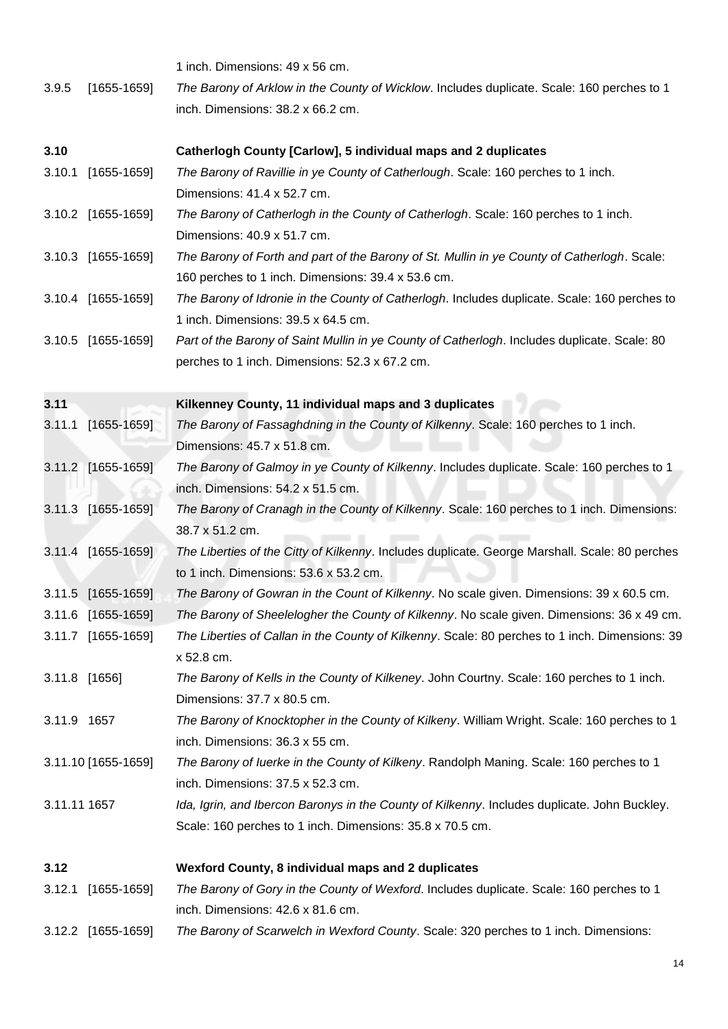1 inch. Dimensions: 49 x 56 cm.

3.9.5 [1655-1659] *The Barony of Arklow in the County of Wicklow*. Includes duplicate. Scale: 160 perches to 1 inch. Dimensions: 38.2 x 66.2 cm.

**3.10 Catherlogh County [Carlow], 5 individual maps and 2 duplicates**

3.10.1 [1655-1659] *The Barony of Ravillie in ye County of Catherlough*. Scale: 160 perches to 1 inch. Dimensions: 41.4 x 52.7 cm.

3.10.2 [1655-1659] *The Barony of Catherlogh in the County of Catherlogh*. Scale: 160 perches to 1 inch. Dimensions: 40.9 x 51.7 cm.

3.10.3 [1655-1659] *The Barony of Forth and part of the Barony of St. Mullin in ye County of Catherlogh*. Scale: 160 perches to 1 inch. Dimensions: 39.4 x 53.6 cm.

3.10.4 [1655-1659] *The Barony of Idronie in the County of Catherlogh*. Includes duplicate. Scale: 160 perches to 1 inch. Dimensions: 39.5 x 64.5 cm.

3.10.5 [1655-1659] *Part of the Barony of Saint Mullin in ye County of Catherlogh*. Includes duplicate. Scale: 80 perches to 1 inch. Dimensions: 52.3 x 67.2 cm.

**3.11 Kilkenney County, 11 individual maps and 3 duplicates**

3.11.1 [1655-1659] *The Barony of Fassaghdning in the County of Kilkenny*. Scale: 160 perches to 1 inch. Dimensions: 45.7 x 51.8 cm.

3.11.2 [1655-1659] *The Barony of Galmoy in ye County of Kilkenny*. Includes duplicate. Scale: 160 perches to 1 inch. Dimensions: 54.2 x 51.5 cm.

3.11.3 [1655-1659] *The Barony of Cranagh in the County of Kilkenny*. Scale: 160 perches to 1 inch. Dimensions: 38.7 x 51.2 cm.

3.11.4 [1655-1659] *The Liberties of the Citty of Kilkenny*. Includes duplicate. George Marshall. Scale: 80 perches to 1 inch. Dimensions: 53.6 x 53.2 cm.

3.11.5 [1655-1659] *The Barony of Gowran in the Count of Kilkenny*. No scale given. Dimensions: 39 x 60.5 cm.

3.11.6 [1655-1659] *The Barony of Sheelelogher the County of Kilkenny*. No scale given. Dimensions: 36 x 49 cm.

3.11.7 [1655-1659] *The Liberties of Callan in the County of Kilkenny*. Scale: 80 perches to 1 inch. Dimensions: 39 x 52.8 cm.

3.11.8 [1656] *The Barony of Kells in the County of Kilkeney*. John Courtny. Scale: 160 perches to 1 inch. Dimensions: 37.7 x 80.5 cm.

3.11.9 1657 *The Barony of Knocktopher in the County of Kilkeny*. William Wright. Scale: 160 perches to 1 inch. Dimensions: 36.3 x 55 cm.

3.11.10 [1655-1659] *The Barony of Iuerke in the County of Kilkeny*. Randolph Maning. Scale: 160 perches to 1 inch. Dimensions: 37.5 x 52.3 cm.

3.11.11 1657 *Ida, Igrin, and Ibercon Baronys in the County of Kilkenny*. Includes duplicate. John Buckley. Scale: 160 perches to 1 inch. Dimensions: 35.8 x 70.5 cm.

**3.12 Wexford County, 8 individual maps and 2 duplicates**

3.12.1 [1655-1659] *The Barony of Gory in the County of Wexford*. Includes duplicate. Scale: 160 perches to 1 inch. Dimensions: 42.6 x 81.6 cm.

3.12.2 [1655-1659] *The Barony of Scarwelch in Wexford County*. Scale: 320 perches to 1 inch. Dimensions: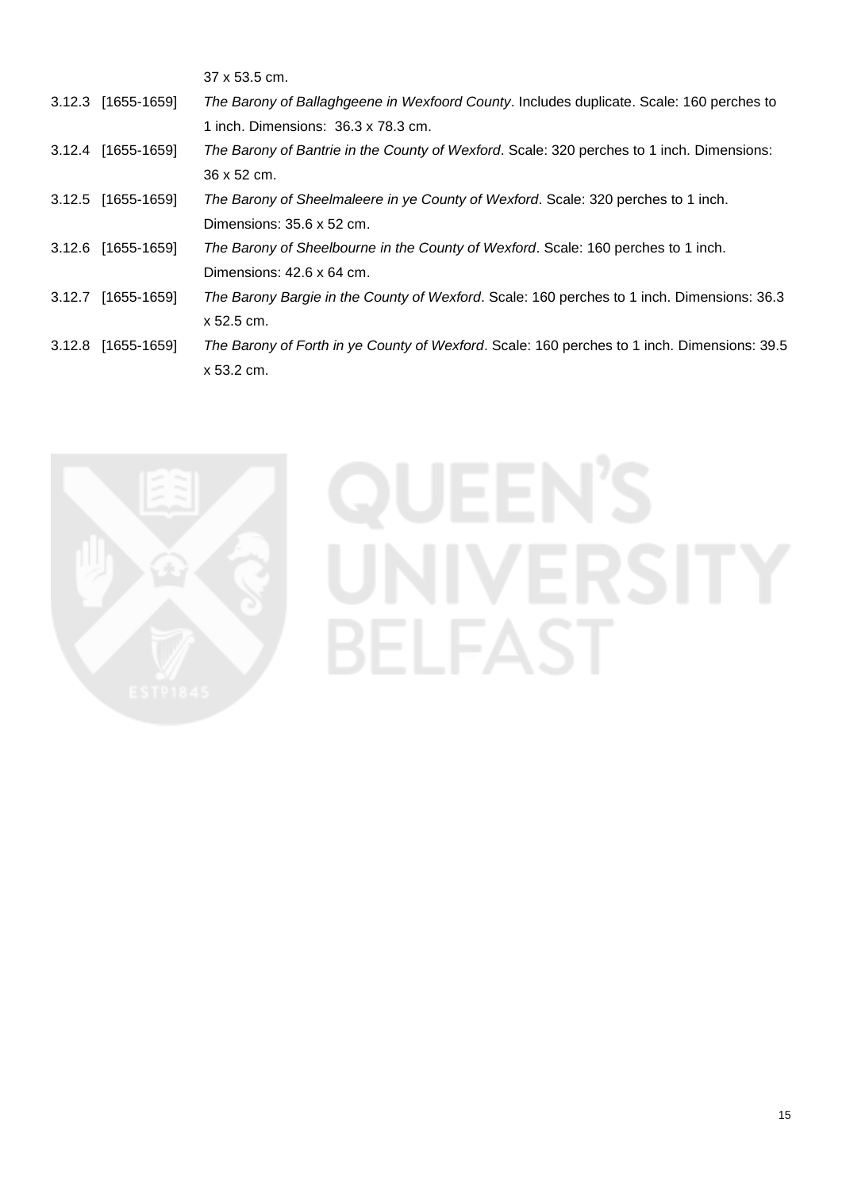37 x 53.5 cm.

3.12.3 [1655-1659] *The Barony of Ballaghgeene in Wexfoord County*. Includes duplicate. Scale: 160 perches to 1 inch. Dimensions: 36.3 x 78.3 cm.

3.12.4 [1655-1659] *The Barony of Bantrie in the County of Wexford*. Scale: 320 perches to 1 inch. Dimensions: 36 x 52 cm.

3.12.5 [1655-1659] *The Barony of Sheelmaleere in ye County of Wexford*. Scale: 320 perches to 1 inch. Dimensions: 35.6 x 52 cm.

3.12.6 [1655-1659] *The Barony of Sheelbourne in the County of Wexford*. Scale: 160 perches to 1 inch. Dimensions: 42.6 x 64 cm.

3.12.7 [1655-1659] *The Barony Bargie in the County of Wexford*. Scale: 160 perches to 1 inch. Dimensions: 36.3 x 52.5 cm.

3.12.8 [1655-1659] *The Barony of Forth in ye County of Wexford*. Scale: 160 perches to 1 inch. Dimensions: 39.5 x 53.2 cm.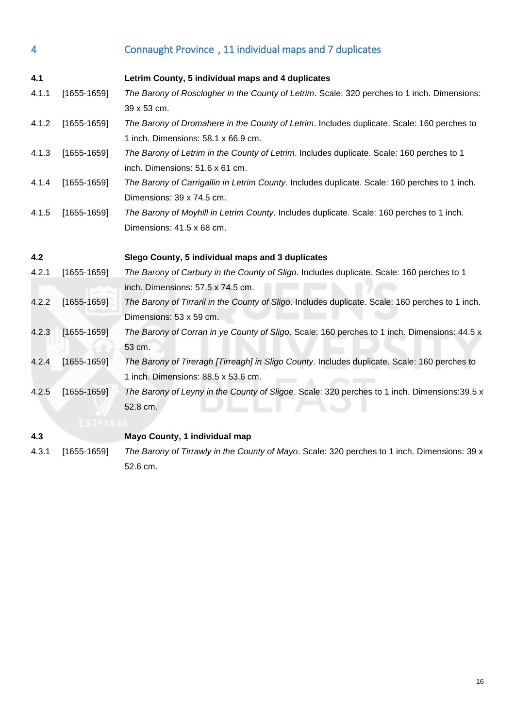# 4 Connaught Province , 11 individual maps and 7 duplicates

**4.1 Letrim County, 5 individual maps and 4 duplicates**

4.1.1 [1655-1659] *The Barony of Rosclogher in the County of Letrim*. Scale: 320 perches to 1 inch. Dimensions: 39 x 53 cm.

4.1.2 [1655-1659] *The Barony of Dromahere in the County of Letrim*. Includes duplicate. Scale: 160 perches to 1 inch. Dimensions: 58.1 x 66.9 cm.

4.1.3 [1655-1659] *The Barony of Letrim in the County of Letrim*. Includes duplicate. Scale: 160 perches to 1 inch. Dimensions: 51.6 x 61 cm.

4.1.4 [1655-1659] *The Barony of Carrigallin in Letrim County*. Includes duplicate. Scale: 160 perches to 1 inch. Dimensions: 39 x 74.5 cm.

4.1.5 [1655-1659] *The Barony of Moyhill in Letrim County*. Includes duplicate. Scale: 160 perches to 1 inch. Dimensions: 41.5 x 68 cm.

**4.2 Slego County, 5 individual maps and 3 duplicates**

4.2.1 [1655-1659] *The Barony of Carbury in the County of Sligo*. Includes duplicate. Scale: 160 perches to 1 inch. Dimensions: 57.5 x 74.5 cm.

4.2.2 [1655-1659] *The Barony of Tirraril in the County of Sligo*. Includes duplicate. Scale: 160 perches to 1 inch. Dimensions: 53 x 59 cm.

4.2.3 [1655-1659] *The Barony of Corran in ye County of Sligo*. Scale: 160 perches to 1 inch. Dimensions: 44.5 x 53 cm.

4.2.4 [1655-1659] *The Barony of Tireragh [Tirreagh] in Sligo County*. Includes duplicate. Scale: 160 perches to 1 inch. Dimensions: 88.5 x 53.6 cm.

4.2.5 [1655-1659] *The Barony of Leyny in the County of Sligoe*. Scale: 320 perches to 1 inch. Dimensions:39.5 x 52.8 cm.

**4.3 Mayo County, 1 individual map**

4.3.1 [1655-1659] *The Barony of Tirrawly in the County of Mayo*. Scale: 320 perches to 1 inch. Dimensions: 39 x 52.6 cm.